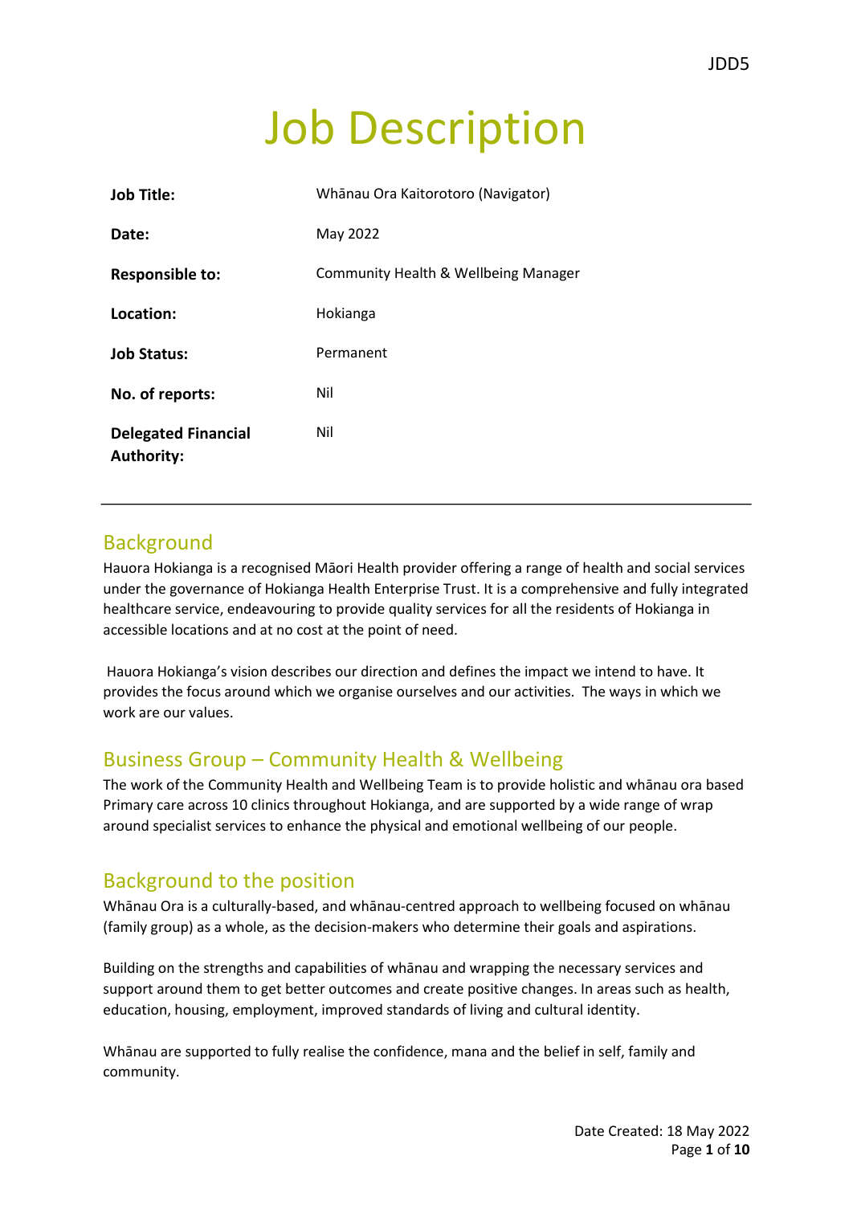# Job Description

| | |
|---|---|
| **Job Title:** | Whānau Ora Kaitorotoro (Navigator) |
| **Date:** | May 2022 |
| **Responsible to:** | Community Health & Wellbeing Manager |
| **Location:** | Hokianga |
| **Job Status:** | Permanent |
| **No. of reports:** | Nil |
| **Delegated Financial Authority:** | Nil |

---

## Background

Hauora Hokianga is a recognised Māori Health provider offering a range of health and social services under the governance of Hokianga Health Enterprise Trust. It is a comprehensive and fully integrated healthcare service, endeavouring to provide quality services for all the residents of Hokianga in accessible locations and at no cost at the point of need.

Hauora Hokianga's vision describes our direction and defines the impact we intend to have. It provides the focus around which we organise ourselves and our activities. The ways in which we work are our values.

## Business Group – Community Health & Wellbeing

The work of the Community Health and Wellbeing Team is to provide holistic and whānau ora based Primary care across 10 clinics throughout Hokianga, and are supported by a wide range of wrap around specialist services to enhance the physical and emotional wellbeing of our people.

## Background to the position

Whānau Ora is a culturally-based, and whānau-centred approach to wellbeing focused on whānau (family group) as a whole, as the decision-makers who determine their goals and aspirations.

Building on the strengths and capabilities of whānau and wrapping the necessary services and support around them to get better outcomes and create positive changes. In areas such as health, education, housing, employment, improved standards of living and cultural identity.

Whānau are supported to fully realise the confidence, mana and the belief in self, family and community.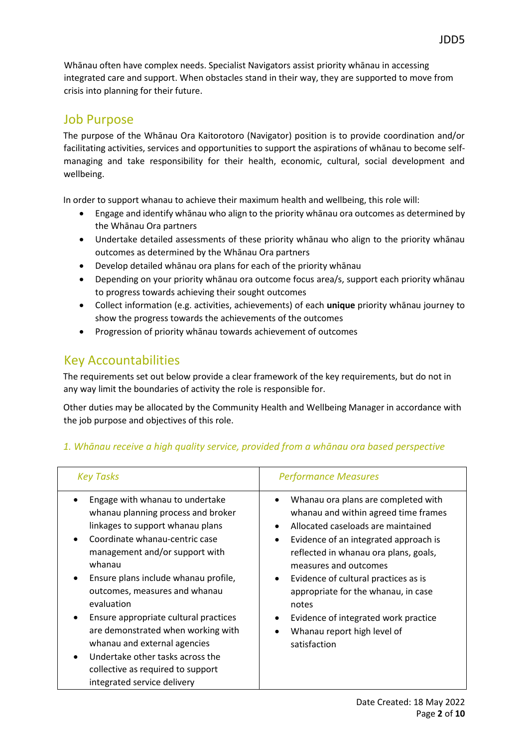Whānau often have complex needs. Specialist Navigators assist priority whānau in accessing integrated care and support. When obstacles stand in their way, they are supported to move from crisis into planning for their future.

## Job Purpose

The purpose of the Whānau Ora Kaitorotoro (Navigator) position is to provide coordination and/or facilitating activities, services and opportunities to support the aspirations of whānau to become self-managing and take responsibility for their health, economic, cultural, social development and wellbeing.

In order to support whanau to achieve their maximum health and wellbeing, this role will:

- Engage and identify whānau who align to the priority whānau ora outcomes as determined by the Whānau Ora partners
- Undertake detailed assessments of these priority whānau who align to the priority whānau outcomes as determined by the Whānau Ora partners
- Develop detailed whānau ora plans for each of the priority whānau
- Depending on your priority whānau ora outcome focus area/s, support each priority whānau to progress towards achieving their sought outcomes
- Collect information (e.g. activities, achievements) of each **unique** priority whānau journey to show the progress towards the achievements of the outcomes
- Progression of priority whānau towards achievement of outcomes

## Key Accountabilities

The requirements set out below provide a clear framework of the key requirements, but do not in any way limit the boundaries of activity the role is responsible for.

Other duties may be allocated by the Community Health and Wellbeing Manager in accordance with the job purpose and objectives of this role.

### *1. Whānau receive a high quality service, provided from a whānau ora based perspective*

| *Key Tasks* | *Performance Measures* |
| --- | --- |
| • Engage with whanau to undertake whanau planning process and broker linkages to support whanau plans<br>• Coordinate whanau-centric case management and/or support with whanau<br>• Ensure plans include whanau profile, outcomes, measures and whanau evaluation<br>• Ensure appropriate cultural practices are demonstrated when working with whanau and external agencies<br>• Undertake other tasks across the collective as required to support integrated service delivery | • Whanau ora plans are completed with whanau and within agreed time frames<br>• Allocated caseloads are maintained<br>• Evidence of an integrated approach is reflected in whanau ora plans, goals, measures and outcomes<br>• Evidence of cultural practices as is appropriate for the whanau, in case notes<br>• Evidence of integrated work practice<br>• Whanau report high level of satisfaction |

Date Created: 18 May 2022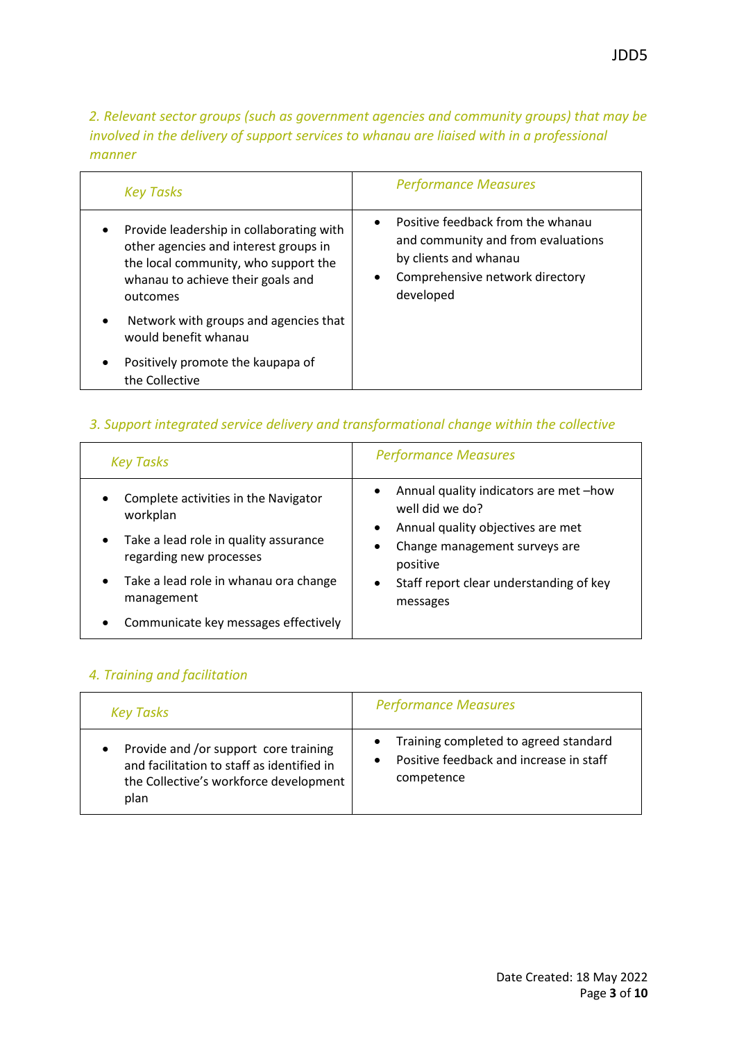*2. Relevant sector groups (such as government agencies and community groups) that may be involved in the delivery of support services to whanau are liaised with in a professional manner*

| *Key Tasks* | *Performance Measures* |
| --- | --- |
| • Provide leadership in collaborating with other agencies and interest groups in the local community, who support the whanau to achieve their goals and outcomes<br>• Network with groups and agencies that would benefit whanau<br>• Positively promote the kaupapa of the Collective | • Positive feedback from the whanau and community and from evaluations by clients and whanau<br>• Comprehensive network directory developed |

*3. Support integrated service delivery and transformational change within the collective*

| *Key Tasks* | *Performance Measures* |
| --- | --- |
| • Complete activities in the Navigator workplan<br>• Take a lead role in quality assurance regarding new processes<br>• Take a lead role in whanau ora change management<br>• Communicate key messages effectively | • Annual quality indicators are met –how well did we do?<br>• Annual quality objectives are met<br>• Change management surveys are positive<br>• Staff report clear understanding of key messages |

*4. Training and facilitation*

| *Key Tasks* | *Performance Measures* |
| --- | --- |
| • Provide and /or support core training and facilitation to staff as identified in the Collective's workforce development plan | • Training completed to agreed standard<br>• Positive feedback and increase in staff competence |

Date Created: 18 May 2022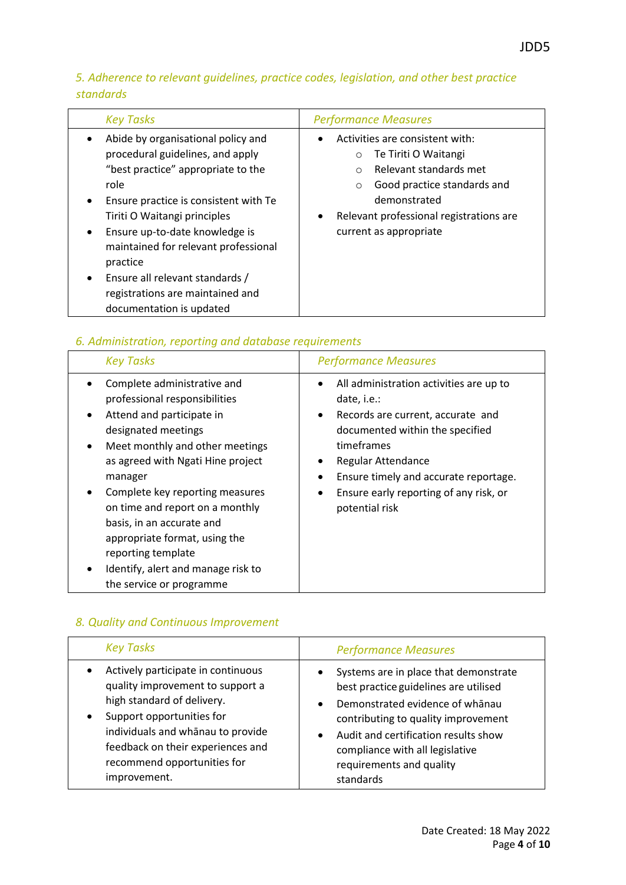### *5. Adherence to relevant guidelines, practice codes, legislation, and other best practice standards*

| *Key Tasks* | *Performance Measures* |
|---|---|
| <ul><li>Abide by organisational policy and procedural guidelines, and apply "best practice" appropriate to the role</li><li>Ensure practice is consistent with Te Tiriti O Waitangi principles</li><li>Ensure up-to-date knowledge is maintained for relevant professional practice</li><li>Ensure all relevant standards / registrations are maintained and documentation is updated</li></ul> | <ul><li>Activities are consistent with:<ul><li>Te Tiriti O Waitangi</li><li>Relevant standards met</li><li>Good practice standards and demonstrated</li></ul></li><li>Relevant professional registrations are current as appropriate</li></ul> |

### *6. Administration, reporting and database requirements*

| *Key Tasks* | *Performance Measures* |
|---|---|
| <ul><li>Complete administrative and professional responsibilities</li><li>Attend and participate in designated meetings</li><li>Meet monthly and other meetings as agreed with Ngati Hine project manager</li><li>Complete key reporting measures on time and report on a monthly basis, in an accurate and appropriate format, using the reporting template</li><li>Identify, alert and manage risk to the service or programme</li></ul> | <ul><li>All administration activities are up to date, i.e.:</li><li>Records are current, accurate and documented within the specified timeframes</li><li>Regular Attendance</li><li>Ensure timely and accurate reportage.</li><li>Ensure early reporting of any risk, or potential risk</li></ul> |

### *8. Quality and Continuous Improvement*

| *Key Tasks* | *Performance Measures* |
|---|---|
| <ul><li>Actively participate in continuous quality improvement to support a high standard of delivery.</li><li>Support opportunities for individuals and whānau to provide feedback on their experiences and recommend opportunities for improvement.</li></ul> | <ul><li>Systems are in place that demonstrate best practice guidelines are utilised</li><li>Demonstrated evidence of whānau contributing to quality improvement</li><li>Audit and certification results show compliance with all legislative requirements and quality standards</li></ul> |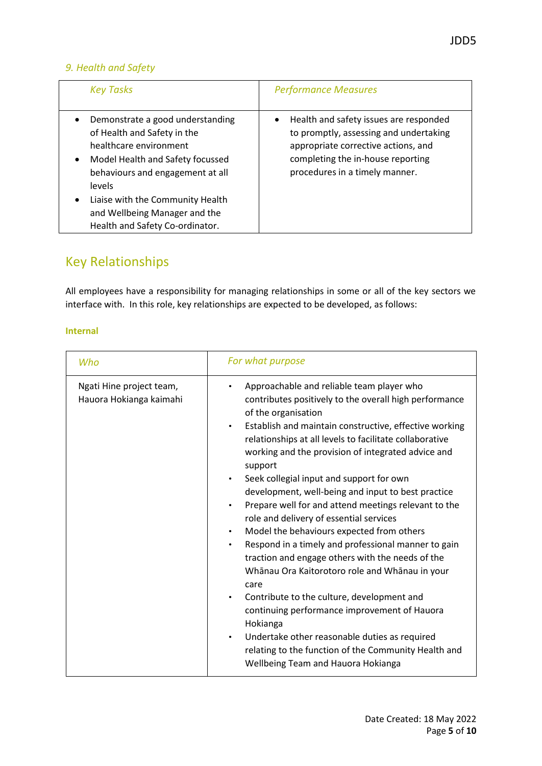*9. Health and Safety*

| *Key Tasks* | *Performance Measures* |
| --- | --- |
| • Demonstrate a good understanding of Health and Safety in the healthcare environment<br>• Model Health and Safety focussed behaviours and engagement at all levels<br>• Liaise with the Community Health and Wellbeing Manager and the Health and Safety Co-ordinator. | • Health and safety issues are responded to promptly, assessing and undertaking appropriate corrective actions, and completing the in-house reporting procedures in a timely manner. |

## Key Relationships

All employees have a responsibility for managing relationships in some or all of the key sectors we interface with. In this role, key relationships are expected to be developed, as follows:

**Internal**

| *Who* | *For what purpose* |
| --- | --- |
| Ngati Hine project team, Hauora Hokianga kaimahi | • Approachable and reliable team player who contributes positively to the overall high performance of the organisation<br>• Establish and maintain constructive, effective working relationships at all levels to facilitate collaborative working and the provision of integrated advice and support<br>• Seek collegial input and support for own development, well-being and input to best practice<br>• Prepare well for and attend meetings relevant to the role and delivery of essential services<br>• Model the behaviours expected from others<br>• Respond in a timely and professional manner to gain traction and engage others with the needs of the Whānau Ora Kaitorotoro role and Whānau in your care<br>• Contribute to the culture, development and continuing performance improvement of Hauora Hokianga<br>• Undertake other reasonable duties as required relating to the function of the Community Health and Wellbeing Team and Hauora Hokianga |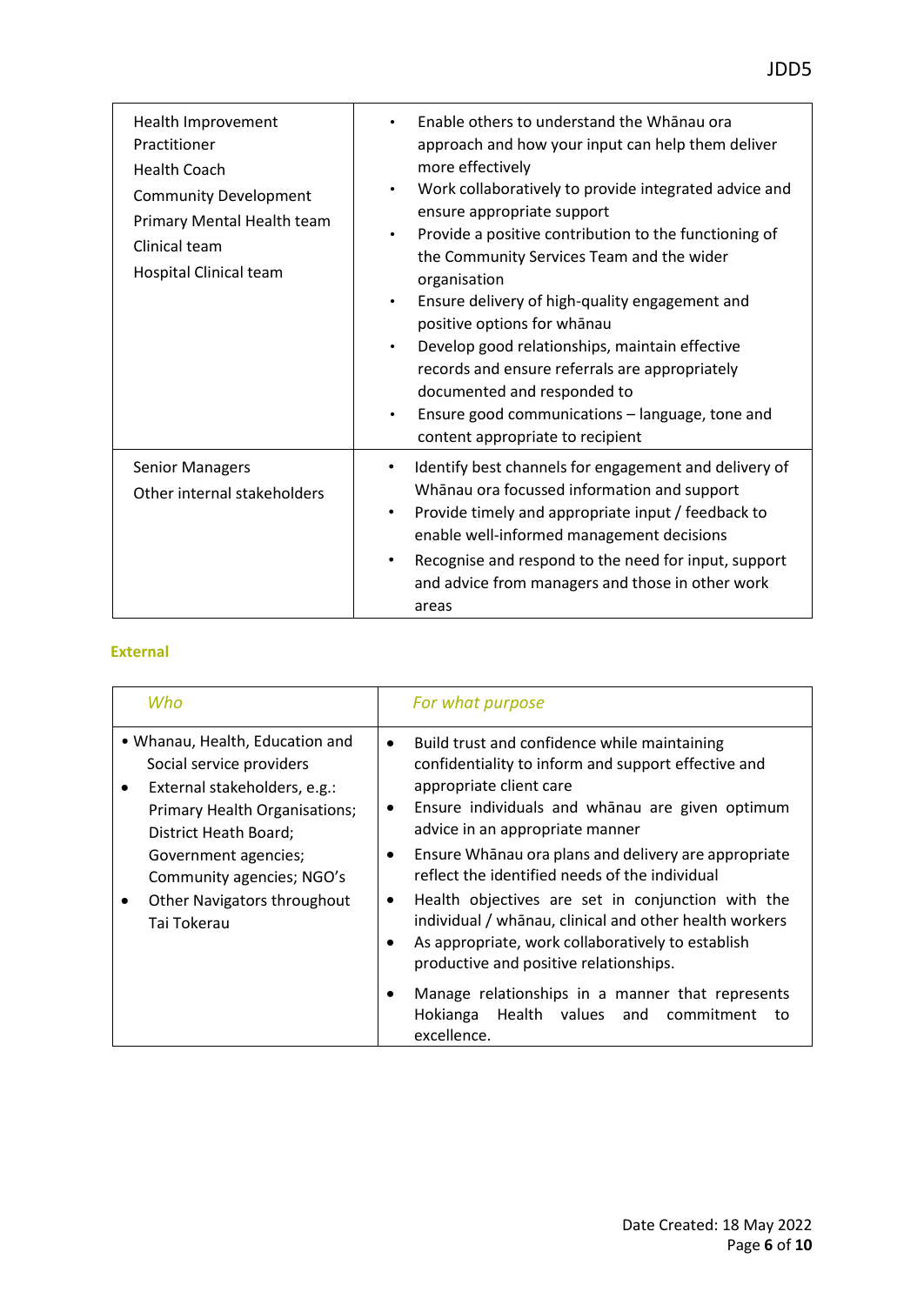| | |
|---|---|
| Health Improvement Practitioner<br>Health Coach<br>Community Development<br>Primary Mental Health team<br>Clinical team<br>Hospital Clinical team | • Enable others to understand the Whānau ora approach and how your input can help them deliver more effectively<br>• Work collaboratively to provide integrated advice and ensure appropriate support<br>• Provide a positive contribution to the functioning of the Community Services Team and the wider organisation<br>• Ensure delivery of high-quality engagement and positive options for whānau<br>• Develop good relationships, maintain effective records and ensure referrals are appropriately documented and responded to<br>• Ensure good communications – language, tone and content appropriate to recipient |
| Senior Managers<br>Other internal stakeholders | • Identify best channels for engagement and delivery of Whānau ora focussed information and support<br>• Provide timely and appropriate input / feedback to enable well-informed management decisions<br>• Recognise and respond to the need for input, support and advice from managers and those in other work areas |

## External

| *Who* | *For what purpose* |
|---|---|
| • Whanau, Health, Education and Social service providers<br>• External stakeholders, e.g.: Primary Health Organisations; District Heath Board; Government agencies; Community agencies; NGO's<br>• Other Navigators throughout Tai Tokerau | • Build trust and confidence while maintaining confidentiality to inform and support effective and appropriate client care<br>• Ensure individuals and whānau are given optimum advice in an appropriate manner<br>• Ensure Whānau ora plans and delivery are appropriate reflect the identified needs of the individual<br>• Health objectives are set in conjunction with the individual / whānau, clinical and other health workers<br>• As appropriate, work collaboratively to establish productive and positive relationships.<br>• Manage relationships in a manner that represents Hokianga Health values and commitment to excellence. |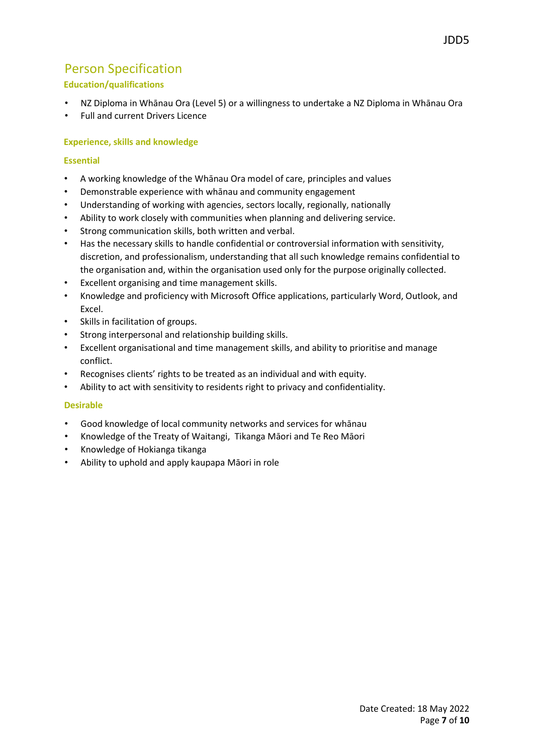## Person Specification

### Education/qualifications

- NZ Diploma in Whānau Ora (Level 5) or a willingness to undertake a NZ Diploma in Whānau Ora
- Full and current Drivers Licence

### Experience, skills and knowledge

#### Essential

- A working knowledge of the Whānau Ora model of care, principles and values
- Demonstrable experience with whānau and community engagement
- Understanding of working with agencies, sectors locally, regionally, nationally
- Ability to work closely with communities when planning and delivering service.
- Strong communication skills, both written and verbal.
- Has the necessary skills to handle confidential or controversial information with sensitivity, discretion, and professionalism, understanding that all such knowledge remains confidential to the organisation and, within the organisation used only for the purpose originally collected.
- Excellent organising and time management skills.
- Knowledge and proficiency with Microsoft Office applications, particularly Word, Outlook, and Excel.
- Skills in facilitation of groups.
- Strong interpersonal and relationship building skills.
- Excellent organisational and time management skills, and ability to prioritise and manage conflict.
- Recognises clients' rights to be treated as an individual and with equity.
- Ability to act with sensitivity to residents right to privacy and confidentiality.

#### Desirable

- Good knowledge of local community networks and services for whānau
- Knowledge of the Treaty of Waitangi, Tikanga Māori and Te Reo Māori
- Knowledge of Hokianga tikanga
- Ability to uphold and apply kaupapa Māori in role

Date Created: 18 May 2022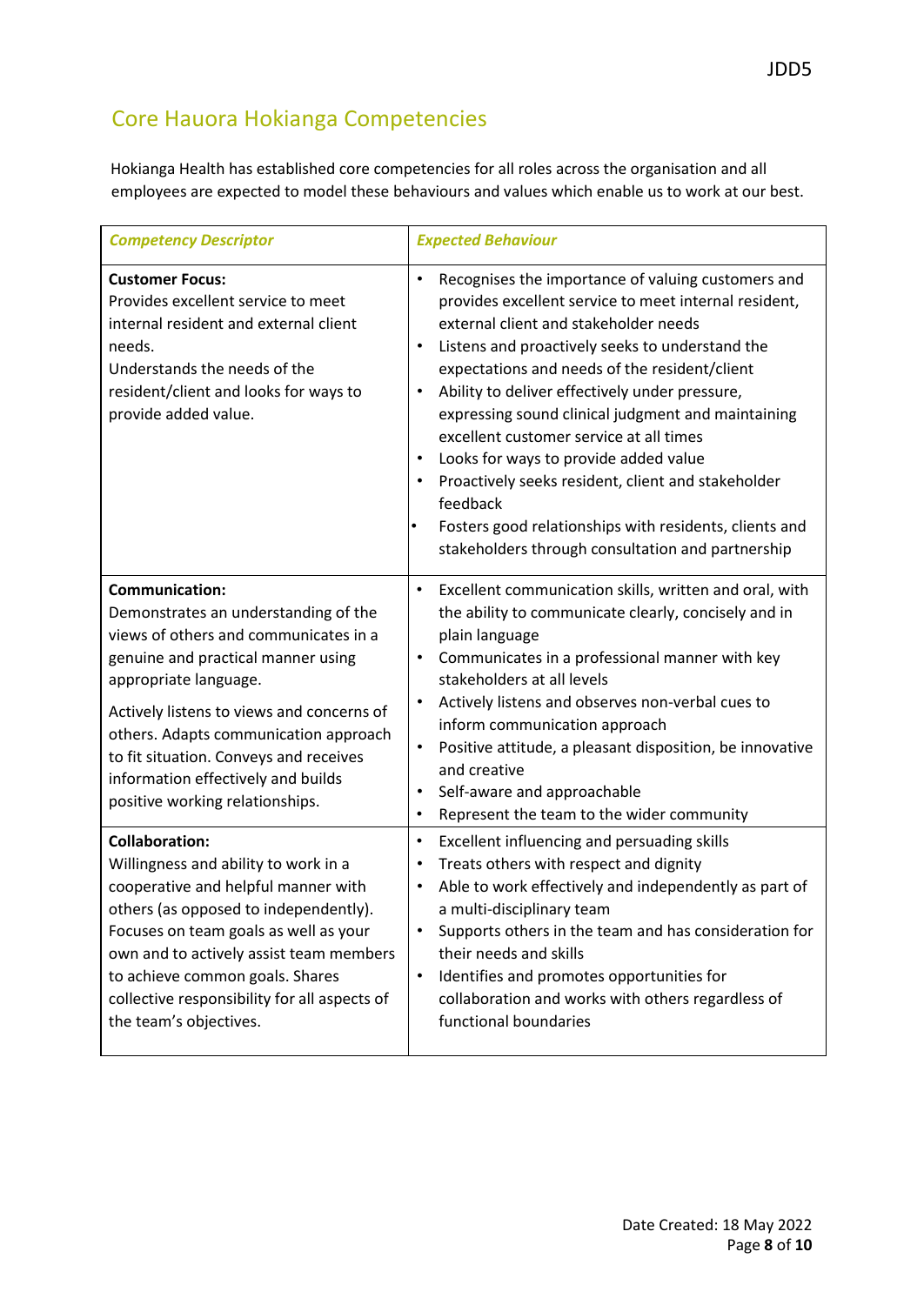## Core Hauora Hokianga Competencies

Hokianga Health has established core competencies for all roles across the organisation and all employees are expected to model these behaviours and values which enable us to work at our best.

| *Competency Descriptor* | *Expected Behaviour* |
|---|---|
| **Customer Focus:**<br>Provides excellent service to meet internal resident and external client needs.<br>Understands the needs of the resident/client and looks for ways to provide added value. | • Recognises the importance of valuing customers and provides excellent service to meet internal resident, external client and stakeholder needs<br>• Listens and proactively seeks to understand the expectations and needs of the resident/client<br>• Ability to deliver effectively under pressure, expressing sound clinical judgment and maintaining excellent customer service at all times<br>• Looks for ways to provide added value<br>• Proactively seeks resident, client and stakeholder feedback<br>• Fosters good relationships with residents, clients and stakeholders through consultation and partnership |
| **Communication:**<br>Demonstrates an understanding of the views of others and communicates in a genuine and practical manner using appropriate language.<br>Actively listens to views and concerns of others. Adapts communication approach to fit situation. Conveys and receives information effectively and builds positive working relationships. | • Excellent communication skills, written and oral, with the ability to communicate clearly, concisely and in plain language<br>• Communicates in a professional manner with key stakeholders at all levels<br>• Actively listens and observes non-verbal cues to inform communication approach<br>• Positive attitude, a pleasant disposition, be innovative and creative<br>• Self-aware and approachable<br>• Represent the team to the wider community |
| **Collaboration:**<br>Willingness and ability to work in a cooperative and helpful manner with others (as opposed to independently). Focuses on team goals as well as your own and to actively assist team members to achieve common goals. Shares collective responsibility for all aspects of the team's objectives. | • Excellent influencing and persuading skills<br>• Treats others with respect and dignity<br>• Able to work effectively and independently as part of a multi-disciplinary team<br>• Supports others in the team and has consideration for their needs and skills<br>• Identifies and promotes opportunities for collaboration and works with others regardless of functional boundaries |

Date Created: 18 May 2022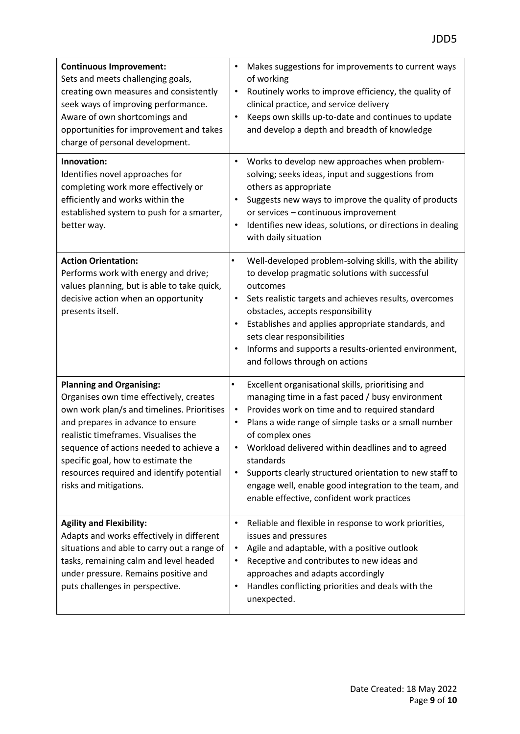| | |
|---|---|
| **Continuous Improvement:**<br>Sets and meets challenging goals, creating own measures and consistently seek ways of improving performance. Aware of own shortcomings and opportunities for improvement and takes charge of personal development. | • Makes suggestions for improvements to current ways of working<br>• Routinely works to improve efficiency, the quality of clinical practice, and service delivery<br>• Keeps own skills up-to-date and continues to update and develop a depth and breadth of knowledge |
| **Innovation:**<br>Identifies novel approaches for completing work more effectively or efficiently and works within the established system to push for a smarter, better way. | • Works to develop new approaches when problem-solving; seeks ideas, input and suggestions from others as appropriate<br>• Suggests new ways to improve the quality of products or services – continuous improvement<br>• Identifies new ideas, solutions, or directions in dealing with daily situation |
| **Action Orientation:**<br>Performs work with energy and drive; values planning, but is able to take quick, decisive action when an opportunity presents itself. | • Well-developed problem-solving skills, with the ability to develop pragmatic solutions with successful outcomes<br>• Sets realistic targets and achieves results, overcomes obstacles, accepts responsibility<br>• Establishes and applies appropriate standards, and sets clear responsibilities<br>• Informs and supports a results-oriented environment, and follows through on actions |
| **Planning and Organising:**<br>Organises own time effectively, creates own work plan/s and timelines. Prioritises and prepares in advance to ensure realistic timeframes. Visualises the sequence of actions needed to achieve a specific goal, how to estimate the resources required and identify potential risks and mitigations. | • Excellent organisational skills, prioritising and managing time in a fast paced / busy environment<br>• Provides work on time and to required standard<br>• Plans a wide range of simple tasks or a small number of complex ones<br>• Workload delivered within deadlines and to agreed standards<br>• Supports clearly structured orientation to new staff to engage well, enable good integration to the team, and enable effective, confident work practices |
| **Agility and Flexibility:**<br>Adapts and works effectively in different situations and able to carry out a range of tasks, remaining calm and level headed under pressure. Remains positive and puts challenges in perspective. | • Reliable and flexible in response to work priorities, issues and pressures<br>• Agile and adaptable, with a positive outlook<br>• Receptive and contributes to new ideas and approaches and adapts accordingly<br>• Handles conflicting priorities and deals with the unexpected. |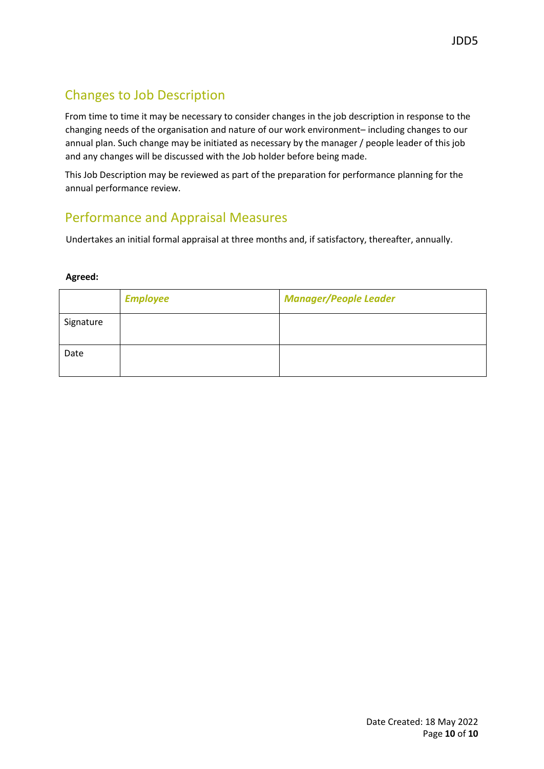## Changes to Job Description

From time to time it may be necessary to consider changes in the job description in response to the changing needs of the organisation and nature of our work environment– including changes to our annual plan. Such change may be initiated as necessary by the manager / people leader of this job and any changes will be discussed with the Job holder before being made.

This Job Description may be reviewed as part of the preparation for performance planning for the annual performance review.

## Performance and Appraisal Measures

Undertakes an initial formal appraisal at three months and, if satisfactory, thereafter, annually.

**Agreed:**

| | ***Employee*** | ***Manager/People Leader*** |
|---|---|---|
| Signature | | |
| Date | | |